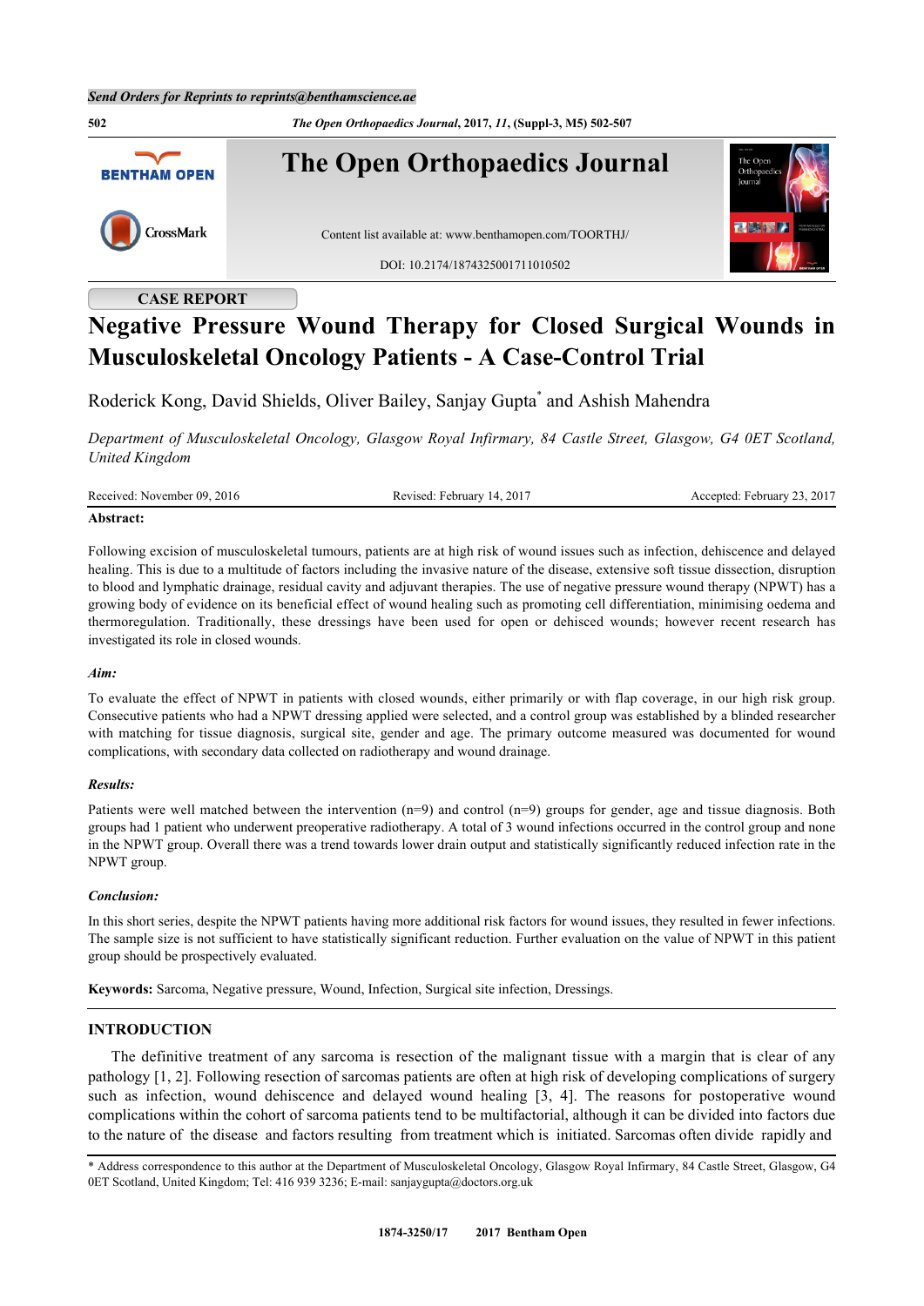Send Orders for Reprints to reprints@benthamscience.ae

**CASE REPORT**

# Negative Pressure Wound Therapy for Closed Surgical Wounds in Musculoskeletal Oncology Patients - A Case-Control Trial

Roderick Kong, David Shields, Oliver Bailey, Sanjay Gupta* and Ashish Mahendra

*Department of Musculoskeletal Oncology, Glasgow Royal Infirmary, 84 Castle Street, Glasgow, G4 0ET Scotland, United Kingdom*

Received: November 09, 2016 | Revised: February 14, 2017 | Accepted: February 23, 2017

**Abstract:**

Following excision of musculoskeletal tumours, patients are at high risk of wound issues such as infection, dehiscence and delayed healing. This is due to a multitude of factors including the invasive nature of the disease, extensive soft tissue dissection, disruption to blood and lymphatic drainage, residual cavity and adjuvant therapies. The use of negative pressure wound therapy (NPWT) has a growing body of evidence on its beneficial effect of wound healing such as promoting cell differentiation, minimising oedema and thermoregulation. Traditionally, these dressings have been used for open or dehisced wounds; however recent research has investigated its role in closed wounds.

***Aim:***

To evaluate the effect of NPWT in patients with closed wounds, either primarily or with flap coverage, in our high risk group. Consecutive patients who had a NPWT dressing applied were selected, and a control group was established by a blinded researcher with matching for tissue diagnosis, surgical site, gender and age. The primary outcome measured was documented for wound complications, with secondary data collected on radiotherapy and wound drainage.

***Results:***

Patients were well matched between the intervention (n=9) and control (n=9) groups for gender, age and tissue diagnosis. Both groups had 1 patient who underwent preoperative radiotherapy. A total of 3 wound infections occurred in the control group and none in the NPWT group. Overall there was a trend towards lower drain output and statistically significantly reduced infection rate in the NPWT group.

***Conclusion:***

In this short series, despite the NPWT patients having more additional risk factors for wound issues, they resulted in fewer infections. The sample size is not sufficient to have statistically significant reduction. Further evaluation on the value of NPWT in this patient group should be prospectively evaluated.

**Keywords:** Sarcoma, Negative pressure, Wound, Infection, Surgical site infection, Dressings.

## INTRODUCTION

The definitive treatment of any sarcoma is resection of the malignant tissue with a margin that is clear of any pathology [1, 2]. Following resection of sarcomas patients are often at high risk of developing complications of surgery such as infection, wound dehiscence and delayed wound healing [3, 4]. The reasons for postoperative wound complications within the cohort of sarcoma patients tend to be multifactorial, although it can be divided into factors due to the nature of the disease and factors resulting from treatment which is initiated. Sarcomas often divide rapidly and

\* Address correspondence to this author at the Department of Musculoskeletal Oncology, Glasgow Royal Infirmary, 84 Castle Street, Glasgow, G4 0ET Scotland, United Kingdom; Tel: 416 939 3236; E-mail: sanjaygupta@doctors.org.uk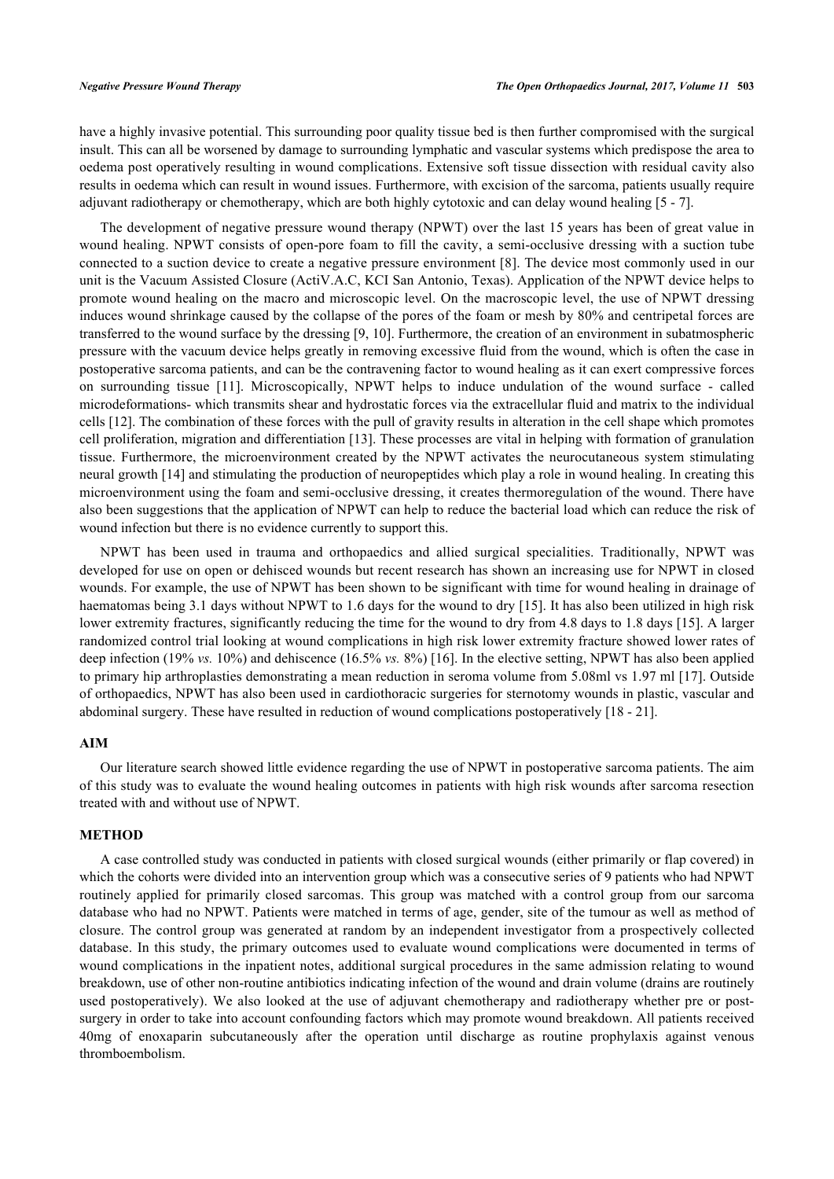have a highly invasive potential. This surrounding poor quality tissue bed is then further compromised with the surgical insult. This can all be worsened by damage to surrounding lymphatic and vascular systems which predispose the area to oedema post operatively resulting in wound complications. Extensive soft tissue dissection with residual cavity also results in oedema which can result in wound issues. Furthermore, with excision of the sarcoma, patients usually require adjuvant radiotherapy or chemotherapy, which are both highly cytotoxic and can delay wound healing [5 - 7].

The development of negative pressure wound therapy (NPWT) over the last 15 years has been of great value in wound healing. NPWT consists of open-pore foam to fill the cavity, a semi-occlusive dressing with a suction tube connected to a suction device to create a negative pressure environment [8]. The device most commonly used in our unit is the Vacuum Assisted Closure (ActiV.A.C, KCI San Antonio, Texas). Application of the NPWT device helps to promote wound healing on the macro and microscopic level. On the macroscopic level, the use of NPWT dressing induces wound shrinkage caused by the collapse of the pores of the foam or mesh by 80% and centripetal forces are transferred to the wound surface by the dressing [9, 10]. Furthermore, the creation of an environment in subatmospheric pressure with the vacuum device helps greatly in removing excessive fluid from the wound, which is often the case in postoperative sarcoma patients, and can be the contravening factor to wound healing as it can exert compressive forces on surrounding tissue [11]. Microscopically, NPWT helps to induce undulation of the wound surface - called microdeformations- which transmits shear and hydrostatic forces via the extracellular fluid and matrix to the individual cells [12]. The combination of these forces with the pull of gravity results in alteration in the cell shape which promotes cell proliferation, migration and differentiation [13]. These processes are vital in helping with formation of granulation tissue. Furthermore, the microenvironment created by the NPWT activates the neurocutaneous system stimulating neural growth [14] and stimulating the production of neuropeptides which play a role in wound healing. In creating this microenvironment using the foam and semi-occlusive dressing, it creates thermoregulation of the wound. There have also been suggestions that the application of NPWT can help to reduce the bacterial load which can reduce the risk of wound infection but there is no evidence currently to support this.

NPWT has been used in trauma and orthopaedics and allied surgical specialities. Traditionally, NPWT was developed for use on open or dehisced wounds but recent research has shown an increasing use for NPWT in closed wounds. For example, the use of NPWT has been shown to be significant with time for wound healing in drainage of haematomas being 3.1 days without NPWT to 1.6 days for the wound to dry [15]. It has also been utilized in high risk lower extremity fractures, significantly reducing the time for the wound to dry from 4.8 days to 1.8 days [15]. A larger randomized control trial looking at wound complications in high risk lower extremity fracture showed lower rates of deep infection (19% *vs.* 10%) and dehiscence (16.5% *vs.* 8%) [16]. In the elective setting, NPWT has also been applied to primary hip arthroplasties demonstrating a mean reduction in seroma volume from 5.08ml vs 1.97 ml [17]. Outside of orthopaedics, NPWT has also been used in cardiothoracic surgeries for sternotomy wounds in plastic, vascular and abdominal surgery. These have resulted in reduction of wound complications postoperatively [18 - 21].

## AIM

Our literature search showed little evidence regarding the use of NPWT in postoperative sarcoma patients. The aim of this study was to evaluate the wound healing outcomes in patients with high risk wounds after sarcoma resection treated with and without use of NPWT.

## METHOD

A case controlled study was conducted in patients with closed surgical wounds (either primarily or flap covered) in which the cohorts were divided into an intervention group which was a consecutive series of 9 patients who had NPWT routinely applied for primarily closed sarcomas. This group was matched with a control group from our sarcoma database who had no NPWT. Patients were matched in terms of age, gender, site of the tumour as well as method of closure. The control group was generated at random by an independent investigator from a prospectively collected database. In this study, the primary outcomes used to evaluate wound complications were documented in terms of wound complications in the inpatient notes, additional surgical procedures in the same admission relating to wound breakdown, use of other non-routine antibiotics indicating infection of the wound and drain volume (drains are routinely used postoperatively). We also looked at the use of adjuvant chemotherapy and radiotherapy whether pre or post-surgery in order to take into account confounding factors which may promote wound breakdown. All patients received 40mg of enoxaparin subcutaneously after the operation until discharge as routine prophylaxis against venous thromboembolism.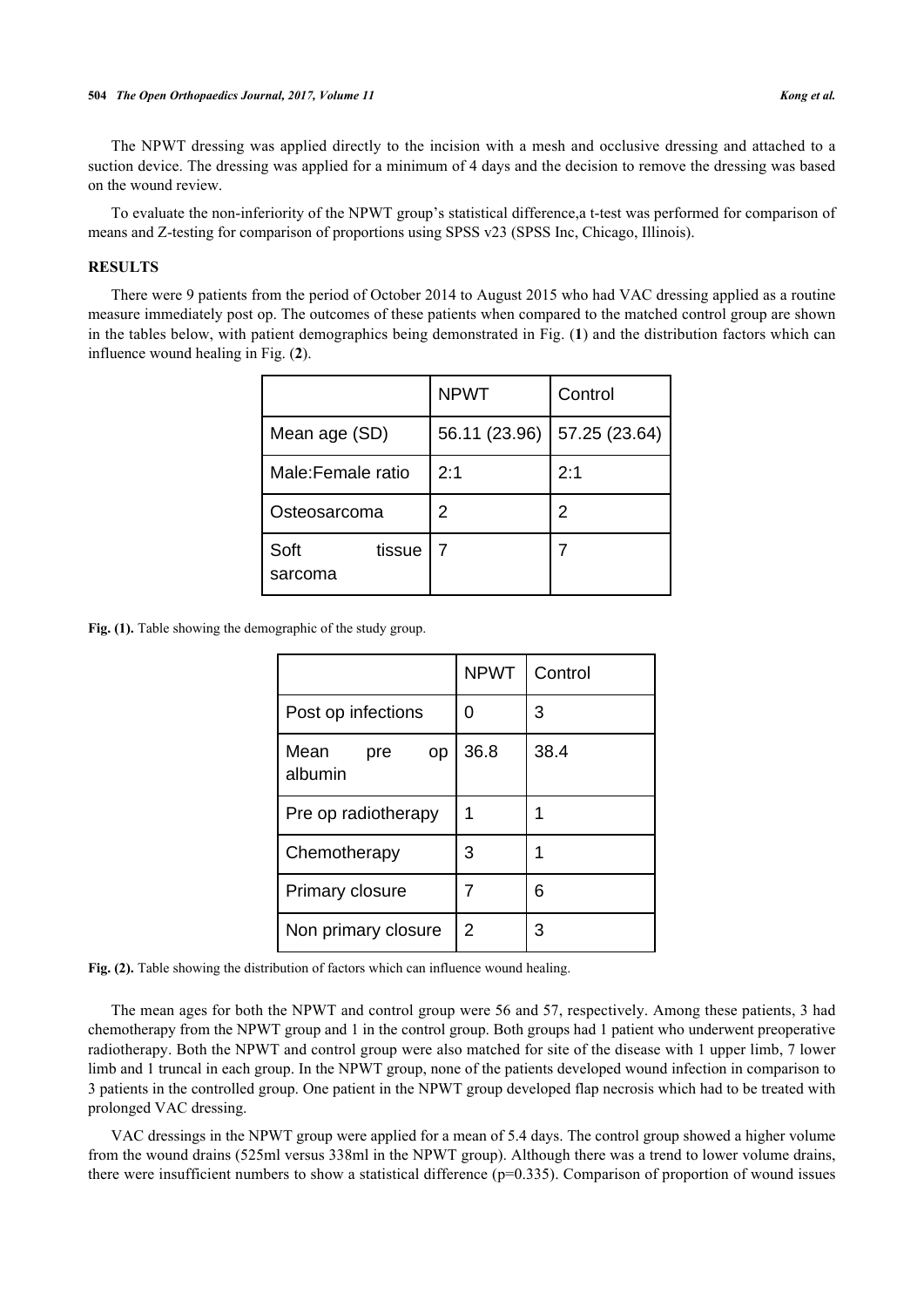The NPWT dressing was applied directly to the incision with a mesh and occlusive dressing and attached to a suction device. The dressing was applied for a minimum of 4 days and the decision to remove the dressing was based on the wound review.

To evaluate the non-inferiority of the NPWT group's statistical difference,a t-test was performed for comparison of means and Z-testing for comparison of proportions using SPSS v23 (SPSS Inc, Chicago, Illinois).

## RESULTS

There were 9 patients from the period of October 2014 to August 2015 who had VAC dressing applied as a routine measure immediately post op. The outcomes of these patients when compared to the matched control group are shown in the tables below, with patient demographics being demonstrated in Fig. (**1**) and the distribution factors which can influence wound healing in Fig. (**2**).

| | NPWT | Control |
|---|---|---|
| Mean age (SD) | 56.11 (23.96) | 57.25 (23.64) |
| Male:Female ratio | 2:1 | 2:1 |
| Osteosarcoma | 2 | 2 |
| Soft tissue sarcoma | 7 | 7 |

**Fig. (1).** Table showing the demographic of the study group.

| | NPWT | Control |
|---|---|---|
| Post op infections | 0 | 3 |
| Mean pre op albumin | 36.8 | 38.4 |
| Pre op radiotherapy | 1 | 1 |
| Chemotherapy | 3 | 1 |
| Primary closure | 7 | 6 |
| Non primary closure | 2 | 3 |

**Fig. (2).** Table showing the distribution of factors which can influence wound healing.

The mean ages for both the NPWT and control group were 56 and 57, respectively. Among these patients, 3 had chemotherapy from the NPWT group and 1 in the control group. Both groups had 1 patient who underwent preoperative radiotherapy. Both the NPWT and control group were also matched for site of the disease with 1 upper limb, 7 lower limb and 1 truncal in each group. In the NPWT group, none of the patients developed wound infection in comparison to 3 patients in the controlled group. One patient in the NPWT group developed flap necrosis which had to be treated with prolonged VAC dressing.

VAC dressings in the NPWT group were applied for a mean of 5.4 days. The control group showed a higher volume from the wound drains (525ml versus 338ml in the NPWT group). Although there was a trend to lower volume drains, there were insufficient numbers to show a statistical difference ($p=0.335$). Comparison of proportion of wound issues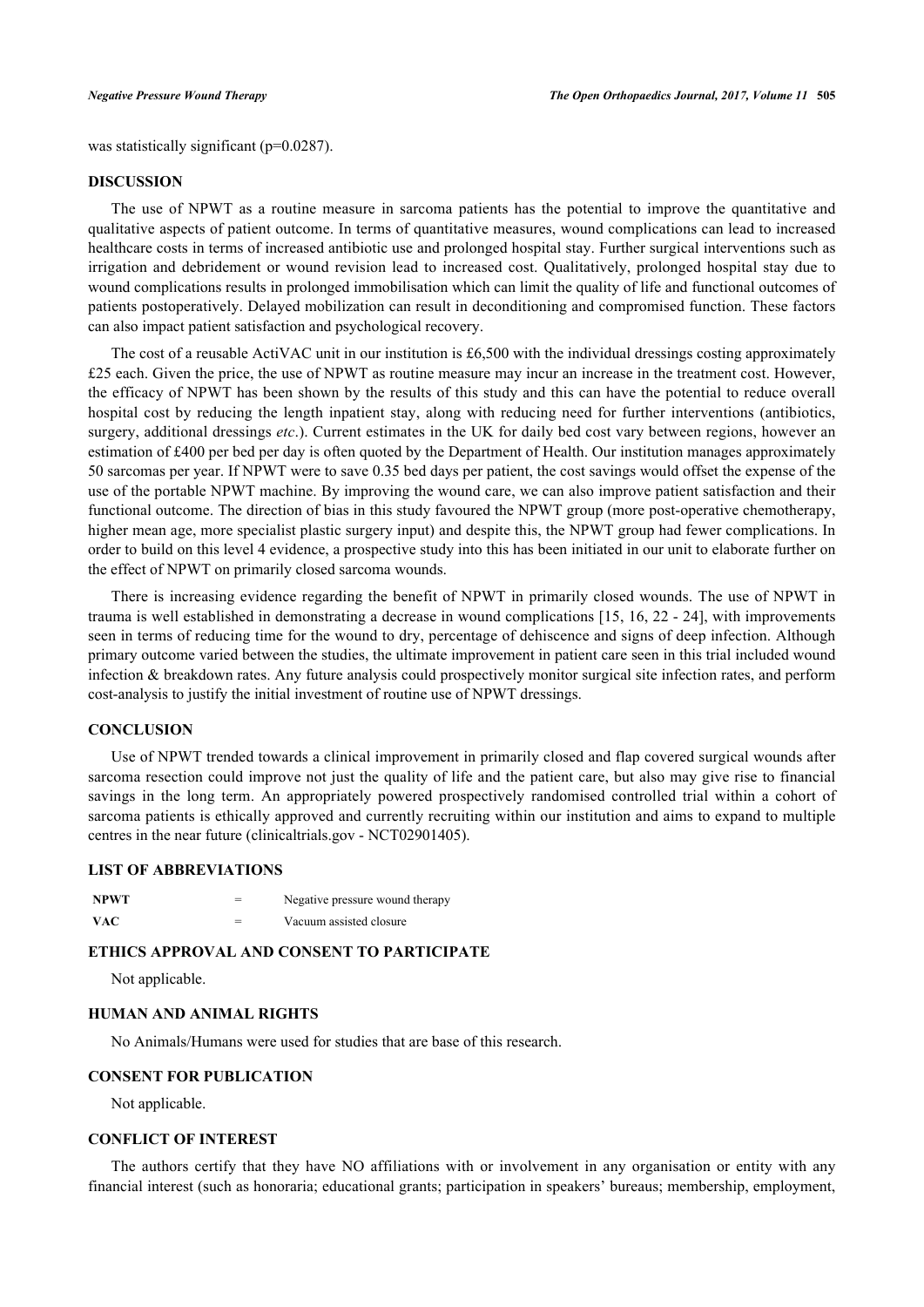was statistically significant (p=0.0287).

## DISCUSSION

The use of NPWT as a routine measure in sarcoma patients has the potential to improve the quantitative and qualitative aspects of patient outcome. In terms of quantitative measures, wound complications can lead to increased healthcare costs in terms of increased antibiotic use and prolonged hospital stay. Further surgical interventions such as irrigation and debridement or wound revision lead to increased cost. Qualitatively, prolonged hospital stay due to wound complications results in prolonged immobilisation which can limit the quality of life and functional outcomes of patients postoperatively. Delayed mobilization can result in deconditioning and compromised function. These factors can also impact patient satisfaction and psychological recovery.

The cost of a reusable ActiVAC unit in our institution is £6,500 with the individual dressings costing approximately £25 each. Given the price, the use of NPWT as routine measure may incur an increase in the treatment cost. However, the efficacy of NPWT has been shown by the results of this study and this can have the potential to reduce overall hospital cost by reducing the length inpatient stay, along with reducing need for further interventions (antibiotics, surgery, additional dressings *etc*.). Current estimates in the UK for daily bed cost vary between regions, however an estimation of £400 per bed per day is often quoted by the Department of Health. Our institution manages approximately 50 sarcomas per year. If NPWT were to save 0.35 bed days per patient, the cost savings would offset the expense of the use of the portable NPWT machine. By improving the wound care, we can also improve patient satisfaction and their functional outcome. The direction of bias in this study favoured the NPWT group (more post-operative chemotherapy, higher mean age, more specialist plastic surgery input) and despite this, the NPWT group had fewer complications. In order to build on this level 4 evidence, a prospective study into this has been initiated in our unit to elaborate further on the effect of NPWT on primarily closed sarcoma wounds.

There is increasing evidence regarding the benefit of NPWT in primarily closed wounds. The use of NPWT in trauma is well established in demonstrating a decrease in wound complications [15, 16, 22 - 24], with improvements seen in terms of reducing time for the wound to dry, percentage of dehiscence and signs of deep infection. Although primary outcome varied between the studies, the ultimate improvement in patient care seen in this trial included wound infection & breakdown rates. Any future analysis could prospectively monitor surgical site infection rates, and perform cost-analysis to justify the initial investment of routine use of NPWT dressings.

## CONCLUSION

Use of NPWT trended towards a clinical improvement in primarily closed and flap covered surgical wounds after sarcoma resection could improve not just the quality of life and the patient care, but also may give rise to financial savings in the long term. An appropriately powered prospectively randomised controlled trial within a cohort of sarcoma patients is ethically approved and currently recruiting within our institution and aims to expand to multiple centres in the near future (clinicaltrials.gov - NCT02901405).

## LIST OF ABBREVIATIONS

| | | |
|---|---|---|
| **NPWT** | = | Negative pressure wound therapy |
| **VAC** | = | Vacuum assisted closure |

## ETHICS APPROVAL AND CONSENT TO PARTICIPATE

Not applicable.

## HUMAN AND ANIMAL RIGHTS

No Animals/Humans were used for studies that are base of this research.

## CONSENT FOR PUBLICATION

Not applicable.

## CONFLICT OF INTEREST

The authors certify that they have NO affiliations with or involvement in any organisation or entity with any financial interest (such as honoraria; educational grants; participation in speakers' bureaus; membership, employment,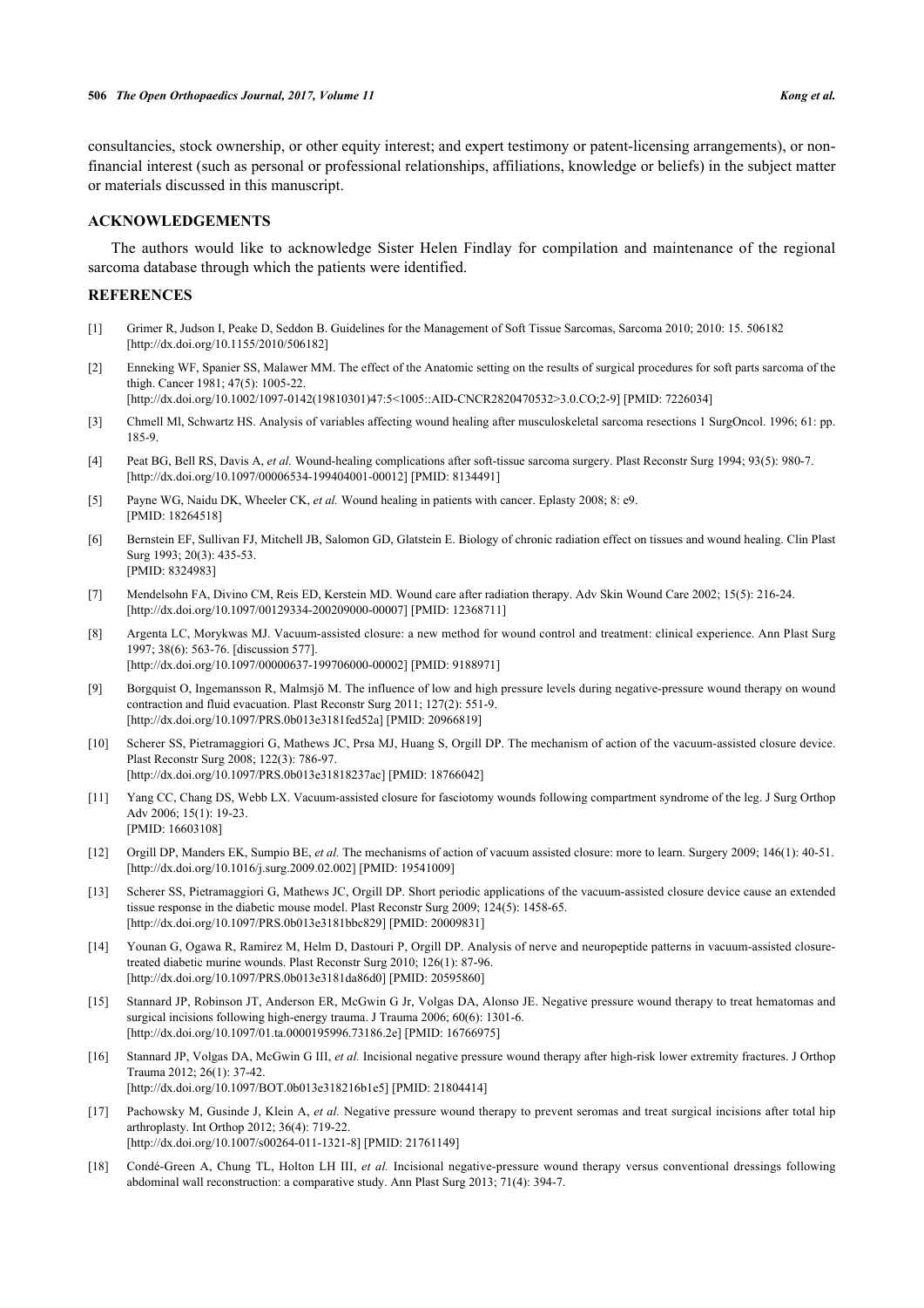consultancies, stock ownership, or other equity interest; and expert testimony or patent-licensing arrangements), or non-financial interest (such as personal or professional relationships, affiliations, knowledge or beliefs) in the subject matter or materials discussed in this manuscript.

## ACKNOWLEDGEMENTS

The authors would like to acknowledge Sister Helen Findlay for compilation and maintenance of the regional sarcoma database through which the patients were identified.

## REFERENCES

[1] Grimer R, Judson I, Peake D, Seddon B. Guidelines for the Management of Soft Tissue Sarcomas, Sarcoma 2010; 2010: 15. 506182 [http://dx.doi.org/10.1155/2010/506182]

[2] Enneking WF, Spanier SS, Malawer MM. The effect of the Anatomic setting on the results of surgical procedures for soft parts sarcoma of the thigh. Cancer 1981; 47(5): 1005-22. [http://dx.doi.org/10.1002/1097-0142(19810301)47:5<1005::AID-CNCR2820470532>3.0.CO;2-9] [PMID: 7226034]

[3] Chmell Ml, Schwartz HS. Analysis of variables affecting wound healing after musculoskeletal sarcoma resections 1 SurgOncol. 1996; 61: pp. 185-9.

[4] Peat BG, Bell RS, Davis A, *et al.* Wound-healing complications after soft-tissue sarcoma surgery. Plast Reconstr Surg 1994; 93(5): 980-7. [http://dx.doi.org/10.1097/00006534-199404001-00012] [PMID: 8134491]

[5] Payne WG, Naidu DK, Wheeler CK, *et al.* Wound healing in patients with cancer. Eplasty 2008; 8: e9. [PMID: 18264518]

[6] Bernstein EF, Sullivan FJ, Mitchell JB, Salomon GD, Glatstein E. Biology of chronic radiation effect on tissues and wound healing. Clin Plast Surg 1993; 20(3): 435-53. [PMID: 8324983]

[7] Mendelsohn FA, Divino CM, Reis ED, Kerstein MD. Wound care after radiation therapy. Adv Skin Wound Care 2002; 15(5): 216-24. [http://dx.doi.org/10.1097/00129334-200209000-00007] [PMID: 12368711]

[8] Argenta LC, Morykwas MJ. Vacuum-assisted closure: a new method for wound control and treatment: clinical experience. Ann Plast Surg 1997; 38(6): 563-76. [discussion 577]. [http://dx.doi.org/10.1097/00000637-199706000-00002] [PMID: 9188971]

[9] Borgquist O, Ingemansson R, Malmsjö M. The influence of low and high pressure levels during negative-pressure wound therapy on wound contraction and fluid evacuation. Plast Reconstr Surg 2011; 127(2): 551-9. [http://dx.doi.org/10.1097/PRS.0b013e3181fed52a] [PMID: 20966819]

[10] Scherer SS, Pietramaggiori G, Mathews JC, Prsa MJ, Huang S, Orgill DP. The mechanism of action of the vacuum-assisted closure device. Plast Reconstr Surg 2008; 122(3): 786-97. [http://dx.doi.org/10.1097/PRS.0b013e31818237ac] [PMID: 18766042]

[11] Yang CC, Chang DS, Webb LX. Vacuum-assisted closure for fasciotomy wounds following compartment syndrome of the leg. J Surg Orthop Adv 2006; 15(1): 19-23. [PMID: 16603108]

[12] Orgill DP, Manders EK, Sumpio BE, *et al.* The mechanisms of action of vacuum assisted closure: more to learn. Surgery 2009; 146(1): 40-51. [http://dx.doi.org/10.1016/j.surg.2009.02.002] [PMID: 19541009]

[13] Scherer SS, Pietramaggiori G, Mathews JC, Orgill DP. Short periodic applications of the vacuum-assisted closure device cause an extended tissue response in the diabetic mouse model. Plast Reconstr Surg 2009; 124(5): 1458-65. [http://dx.doi.org/10.1097/PRS.0b013e3181bbc829] [PMID: 20009831]

[14] Younan G, Ogawa R, Ramirez M, Helm D, Dastouri P, Orgill DP. Analysis of nerve and neuropeptide patterns in vacuum-assisted closure-treated diabetic murine wounds. Plast Reconstr Surg 2010; 126(1): 87-96. [http://dx.doi.org/10.1097/PRS.0b013e3181da86d0] [PMID: 20595860]

[15] Stannard JP, Robinson JT, Anderson ER, McGwin G Jr, Volgas DA, Alonso JE. Negative pressure wound therapy to treat hematomas and surgical incisions following high-energy trauma. J Trauma 2006; 60(6): 1301-6. [http://dx.doi.org/10.1097/01.ta.0000195996.73186.2e] [PMID: 16766975]

[16] Stannard JP, Volgas DA, McGwin G III, *et al.* Incisional negative pressure wound therapy after high-risk lower extremity fractures. J Orthop Trauma 2012; 26(1): 37-42. [http://dx.doi.org/10.1097/BOT.0b013e318216b1e5] [PMID: 21804414]

[17] Pachowsky M, Gusinde J, Klein A, *et al.* Negative pressure wound therapy to prevent seromas and treat surgical incisions after total hip arthroplasty. Int Orthop 2012; 36(4): 719-22. [http://dx.doi.org/10.1007/s00264-011-1321-8] [PMID: 21761149]

[18] Condé-Green A, Chung TL, Holton LH III, *et al.* Incisional negative-pressure wound therapy versus conventional dressings following abdominal wall reconstruction: a comparative study. Ann Plast Surg 2013; 71(4): 394-7.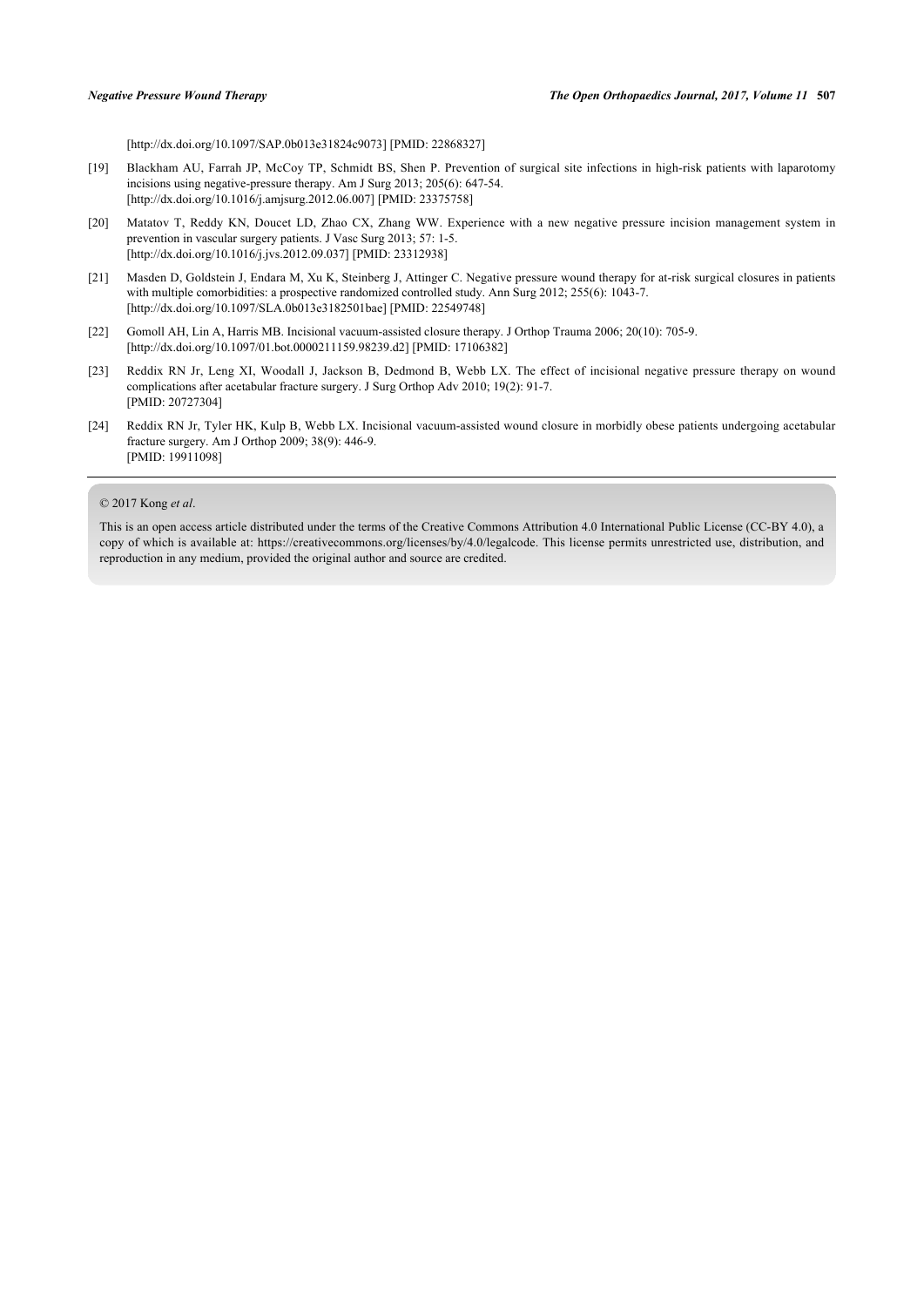[http://dx.doi.org/10.1097/SAP.0b013e31824c9073] [PMID: 22868327]

[19] Blackham AU, Farrah JP, McCoy TP, Schmidt BS, Shen P. Prevention of surgical site infections in high-risk patients with laparotomy incisions using negative-pressure therapy. Am J Surg 2013; 205(6): 647-54.
[http://dx.doi.org/10.1016/j.amjsurg.2012.06.007] [PMID: 23375758]

[20] Matatov T, Reddy KN, Doucet LD, Zhao CX, Zhang WW. Experience with a new negative pressure incision management system in prevention in vascular surgery patients. J Vasc Surg 2013; 57: 1-5.
[http://dx.doi.org/10.1016/j.jvs.2012.09.037] [PMID: 23312938]

[21] Masden D, Goldstein J, Endara M, Xu K, Steinberg J, Attinger C. Negative pressure wound therapy for at-risk surgical closures in patients with multiple comorbidities: a prospective randomized controlled study. Ann Surg 2012; 255(6): 1043-7.
[http://dx.doi.org/10.1097/SLA.0b013e3182501bae] [PMID: 22549748]

[22] Gomoll AH, Lin A, Harris MB. Incisional vacuum-assisted closure therapy. J Orthop Trauma 2006; 20(10): 705-9.
[http://dx.doi.org/10.1097/01.bot.0000211159.98239.d2] [PMID: 17106382]

[23] Reddix RN Jr, Leng XI, Woodall J, Jackson B, Dedmond B, Webb LX. The effect of incisional negative pressure therapy on wound complications after acetabular fracture surgery. J Surg Orthop Adv 2010; 19(2): 91-7.
[PMID: 20727304]

[24] Reddix RN Jr, Tyler HK, Kulp B, Webb LX. Incisional vacuum-assisted wound closure in morbidly obese patients undergoing acetabular fracture surgery. Am J Orthop 2009; 38(9): 446-9.
[PMID: 19911098]

---

© 2017 Kong *et al*.

This is an open access article distributed under the terms of the Creative Commons Attribution 4.0 International Public License (CC-BY 4.0), a copy of which is available at: https://creativecommons.org/licenses/by/4.0/legalcode. This license permits unrestricted use, distribution, and reproduction in any medium, provided the original author and source are credited.